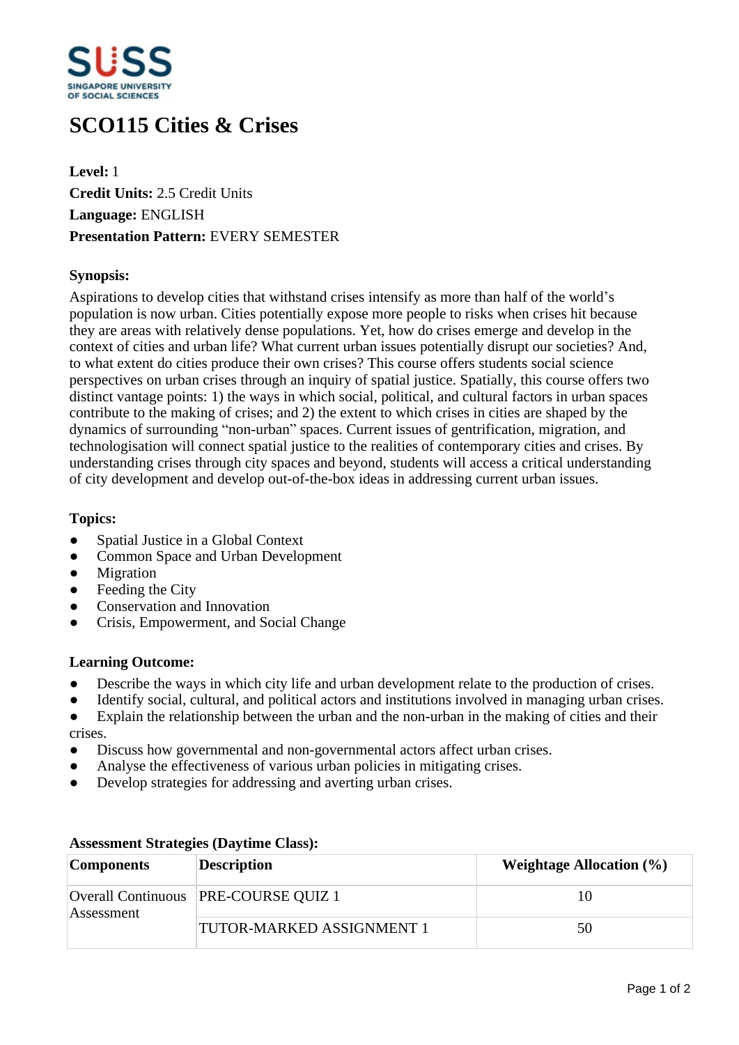# SCO115 Cities & Crises

**Level:** 1
**Credit Units:** 2.5 Credit Units
**Language:** ENGLISH
**Presentation Pattern:** EVERY SEMESTER

### Synopsis:

Aspirations to develop cities that withstand crises intensify as more than half of the world's population is now urban. Cities potentially expose more people to risks when crises hit because they are areas with relatively dense populations. Yet, how do crises emerge and develop in the context of cities and urban life? What current urban issues potentially disrupt our societies? And, to what extent do cities produce their own crises? This course offers students social science perspectives on urban crises through an inquiry of spatial justice. Spatially, this course offers two distinct vantage points: 1) the ways in which social, political, and cultural factors in urban spaces contribute to the making of crises; and 2) the extent to which crises in cities are shaped by the dynamics of surrounding "non-urban" spaces. Current issues of gentrification, migration, and technologisation will connect spatial justice to the realities of contemporary cities and crises. By understanding crises through city spaces and beyond, students will access a critical understanding of city development and develop out-of-the-box ideas in addressing current urban issues.

### Topics:

- Spatial Justice in a Global Context
- Common Space and Urban Development
- Migration
- Feeding the City
- Conservation and Innovation
- Crisis, Empowerment, and Social Change

### Learning Outcome:

- Describe the ways in which city life and urban development relate to the production of crises.
- Identify social, cultural, and political actors and institutions involved in managing urban crises.
- Explain the relationship between the urban and the non-urban in the making of cities and their crises.
- Discuss how governmental and non-governmental actors affect urban crises.
- Analyse the effectiveness of various urban policies in mitigating crises.
- Develop strategies for addressing and averting urban crises.

### Assessment Strategies (Daytime Class):

| Components | Description | Weightage Allocation (%) |
|---|---|---|
| Overall Continuous Assessment | PRE-COURSE QUIZ 1 | 10 |
| | TUTOR-MARKED ASSIGNMENT 1 | 50 |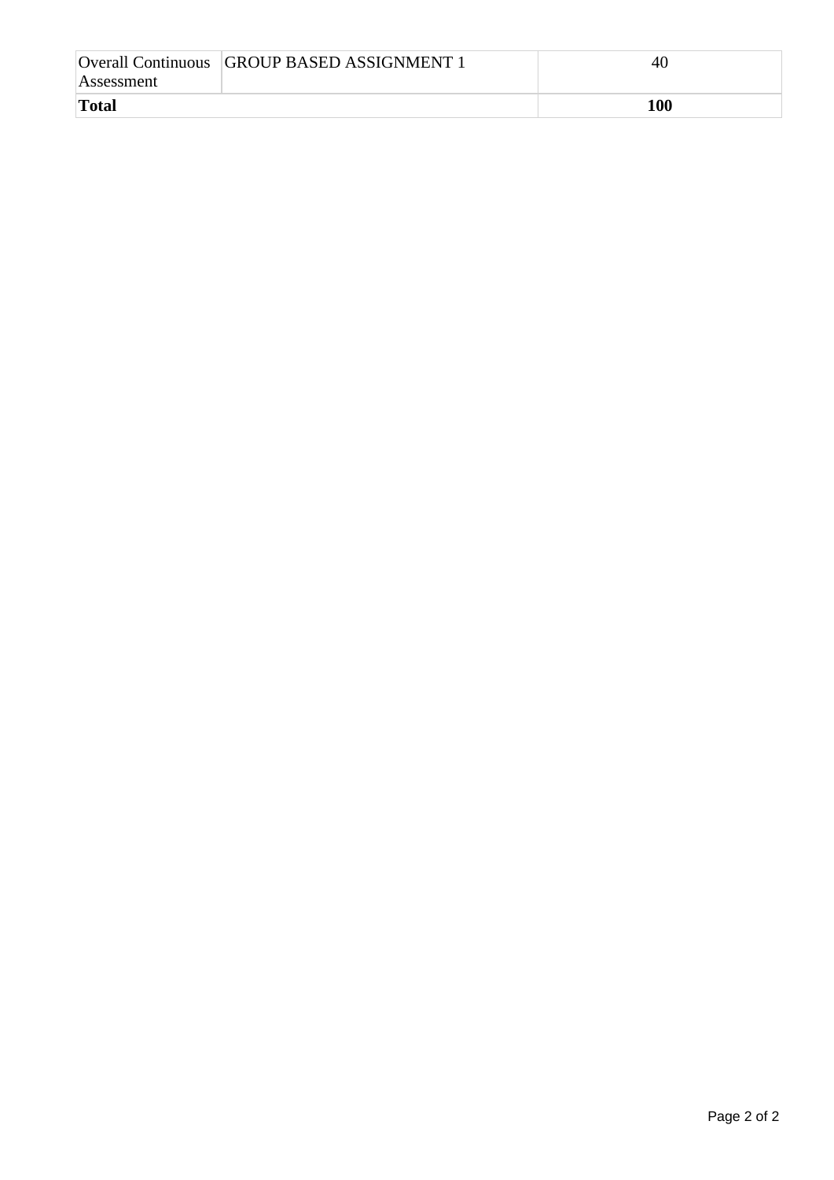| | | |
|---|---|---|
| Overall Continuous Assessment | GROUP BASED ASSIGNMENT 1 | 40 |
| **Total** | | **100** |